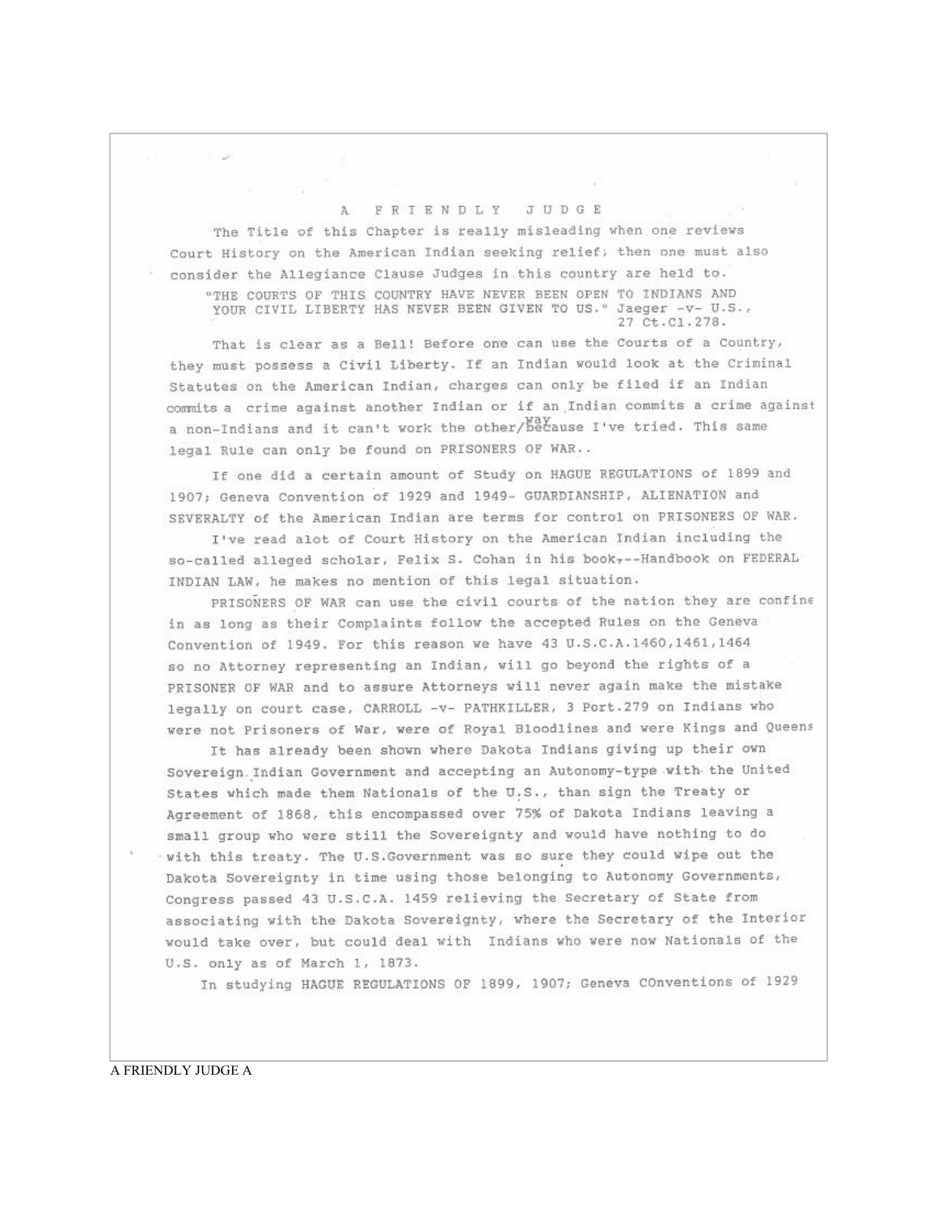# A FRIENDLY JUDGE

The Title of this Chapter is really misleading when one reviews Court History on the American Indian seeking relief; then one must also consider the Allegiance Clause Judges in this country are held to.

"THE COURTS OF THIS COUNTRY HAVE NEVER BEEN OPEN TO INDIANS AND YOUR CIVIL LIBERTY HAS NEVER BEEN GIVEN TO US." Jaeger -v- U.S., 27 Ct.Cl.278.

That is clear as a Bell! Before one can use the Courts of a Country, they must possess a Civil Liberty. If an Indian would look at the Criminal Statutes on the American Indian, charges can only be filed if an Indian commits a crime against another Indian or if an Indian commits a crime against a non-Indians and it can't work the other way because I've tried. This same legal Rule can only be found on PRISONERS OF WAR..

If one did a certain amount of Study on HAGUE REGULATIONS of 1899 and 1907; Geneva Convention of 1929 and 1949- GUARDIANSHIP, ALIENATION and SEVERALTY of the American Indian are terms for control on PRISONERS OF WAR.

I've read alot of Court History on the American Indian including the so-called alleged scholar, Felix S. Cohan in his book,--Handbook on FEDERAL INDIAN LAW, he makes no mention of this legal situation.

PRISONERS OF WAR can use the civil courts of the nation they are confine in as long as their Complaints follow the accepted Rules on the Geneva Convention of 1949. For this reason we have 43 U.S.C.A.1460,1461,1464 so no Attorney representing an Indian, will go beyond the rights of a PRISONER OF WAR and to assure Attorneys will never again make the mistake legally on court case, CARROLL -v- PATHKILLER, 3 Port.279 on Indians who were not Prisoners of War, were of Royal Bloodlines and were Kings and Queens

It has already been shown where Dakota Indians giving up their own Sovereign Indian Government and accepting an Autonomy-type with the United States which made them Nationals of the U.S., than sign the Treaty or Agreement of 1868, this encompassed over 75% of Dakota Indians leaving a small group who were still the Sovereignty and would have nothing to do with this treaty. The U.S.Government was so sure they could wipe out the Dakota Sovereignty in time using those belonging to Autonomy Governments, Congress passed 43 U.S.C.A. 1459 relieving the Secretary of State from associating with the Dakota Sovereignty, where the Secretary of the Interior would take over, but could deal with Indians who were now Nationals of the U.S. only as of March 1, 1873.

In studying HAGUE REGULATIONS OF 1899, 1907; Geneva COnventions of 1929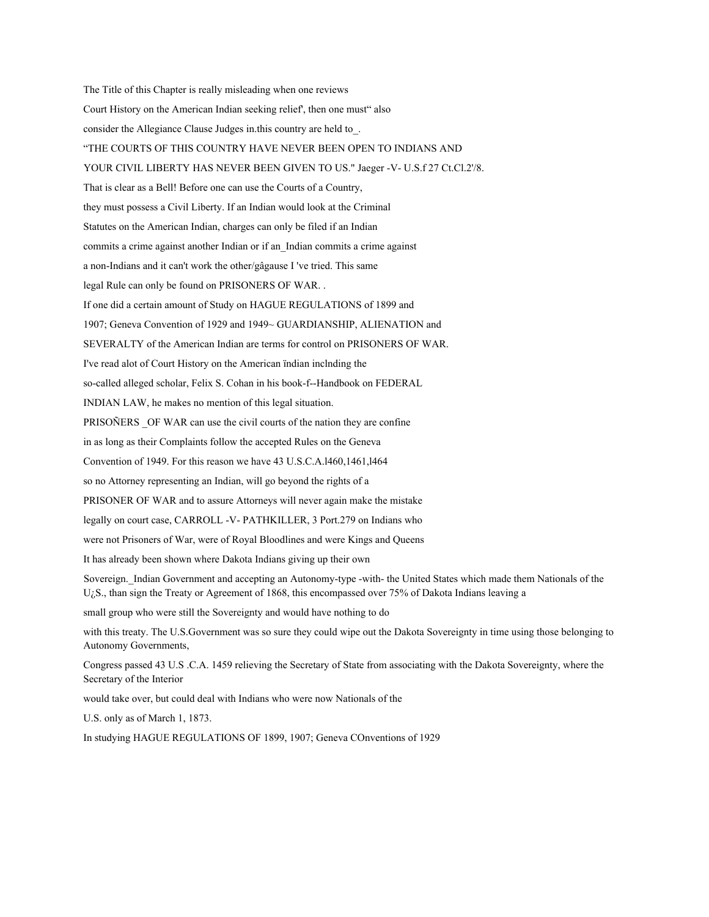The Title of this Chapter is really misleading when one reviews Court History on the American Indian seeking relief', then one must" also consider the Allegiance Clause Judges in.this country are held to_.

"THE COURTS OF THIS COUNTRY HAVE NEVER BEEN OPEN TO INDIANS AND YOUR CIVIL LIBERTY HAS NEVER BEEN GIVEN TO US." Jaeger -V- U.S.f 27 Ct.Cl.2'/8.

That is clear as a Bell! Before one can use the Courts of a Country, they must possess a Civil Liberty. If an Indian would look at the Criminal Statutes on the American Indian, charges can only be filed if an Indian commits a crime against another Indian or if an_Indian commits a crime against a non-Indians and it can't work the other/gâgause I 've tried. This same legal Rule can only be found on PRISONERS OF WAR. .

If one did a certain amount of Study on HAGUE REGULATIONS of 1899 and 1907; Geneva Convention of 1929 and 1949~ GUARDIANSHIP, ALIENATION and SEVERALTY of the American Indian are terms for control on PRISONERS OF WAR.

I've read alot of Court History on the American ïndian inclnding the so-called alleged scholar, Felix S. Cohan in his book-f--Handbook on FEDERAL INDIAN LAW, he makes no mention of this legal situation.

PRISOÑERS _OF WAR can use the civil courts of the nation they are confine in as long as their Complaints follow the accepted Rules on the Geneva Convention of 1949. For this reason we have 43 U.S.C.A.l460,1461,l464 so no Attorney representing an Indian, will go beyond the rights of a PRISONER OF WAR and to assure Attorneys will never again make the mistake legally on court case, CARROLL -V- PATHKILLER, 3 Port.279 on Indians who were not Prisoners of War, were of Royal Bloodlines and were Kings and Queens

It has already been shown where Dakota Indians giving up their own Sovereign._Indian Government and accepting an Autonomy-type -with- the United States which made them Nationals of the U¿S., than sign the Treaty or Agreement of 1868, this encompassed over 75% of Dakota Indians leaving a small group who were still the Sovereignty and would have nothing to do with this treaty. The U.S.Government was so sure they could wipe out the Dakota Sovereignty in time using those belonging to Autonomy Governments,

Congress passed 43 U.S .C.A. 1459 relieving the Secretary of State from associating with the Dakota Sovereignty, where the Secretary of the Interior would take over, but could deal with Indians who were now Nationals of the U.S. only as of March 1, 1873.

In studying HAGUE REGULATIONS OF 1899, 1907; Geneva COnventions of 1929